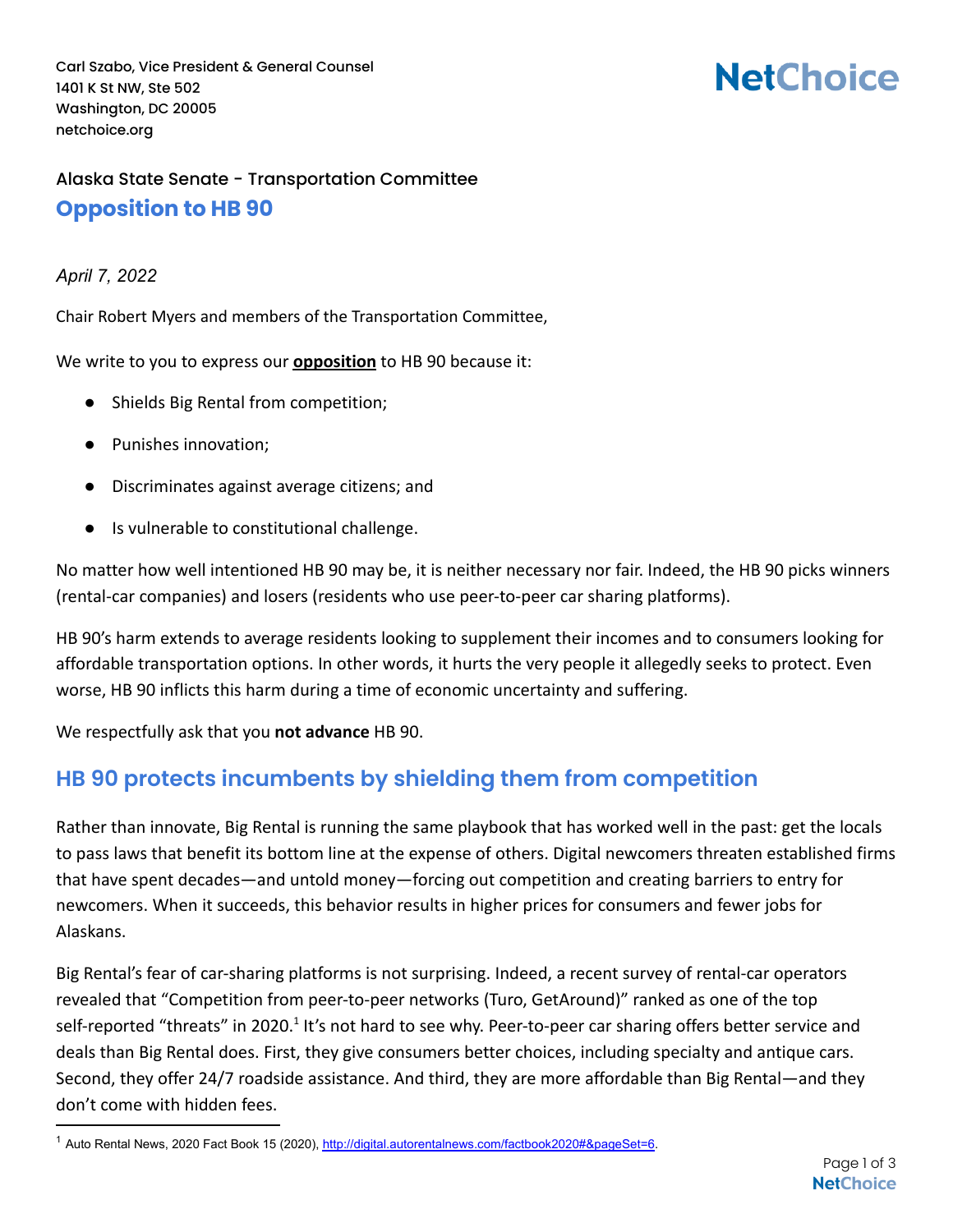Carl Szabo, Vice President & General Counsel
1401 K St NW, Ste 502
Washington, DC 20005
netchoice.org

**NetChoice**

Alaska State Senate - Transportation Committee

## Opposition to HB 90

*April 7, 2022*

Chair Robert Myers and members of the Transportation Committee,

We write to you to express our **opposition** to HB 90 because it:

- Shields Big Rental from competition;
- Punishes innovation;
- Discriminates against average citizens; and
- Is vulnerable to constitutional challenge.

No matter how well intentioned HB 90 may be, it is neither necessary nor fair. Indeed, the HB 90 picks winners (rental-car companies) and losers (residents who use peer-to-peer car sharing platforms).

HB 90's harm extends to average residents looking to supplement their incomes and to consumers looking for affordable transportation options. In other words, it hurts the very people it allegedly seeks to protect. Even worse, HB 90 inflicts this harm during a time of economic uncertainty and suffering.

We respectfully ask that you **not advance** HB 90.

## HB 90 protects incumbents by shielding them from competition

Rather than innovate, Big Rental is running the same playbook that has worked well in the past: get the locals to pass laws that benefit its bottom line at the expense of others. Digital newcomers threaten established firms that have spent decades—and untold money—forcing out competition and creating barriers to entry for newcomers. When it succeeds, this behavior results in higher prices for consumers and fewer jobs for Alaskans.

Big Rental's fear of car-sharing platforms is not surprising. Indeed, a recent survey of rental-car operators revealed that "Competition from peer-to-peer networks (Turo, GetAround)" ranked as one of the top self-reported "threats" in 2020.[1] It's not hard to see why. Peer-to-peer car sharing offers better service and deals than Big Rental does. First, they give consumers better choices, including specialty and antique cars. Second, they offer 24/7 roadside assistance. And third, they are more affordable than Big Rental—and they don't come with hidden fees.

[1] Auto Rental News, 2020 Fact Book 15 (2020), http://digital.autorentalnews.com/factbook2020#&pageSet=6.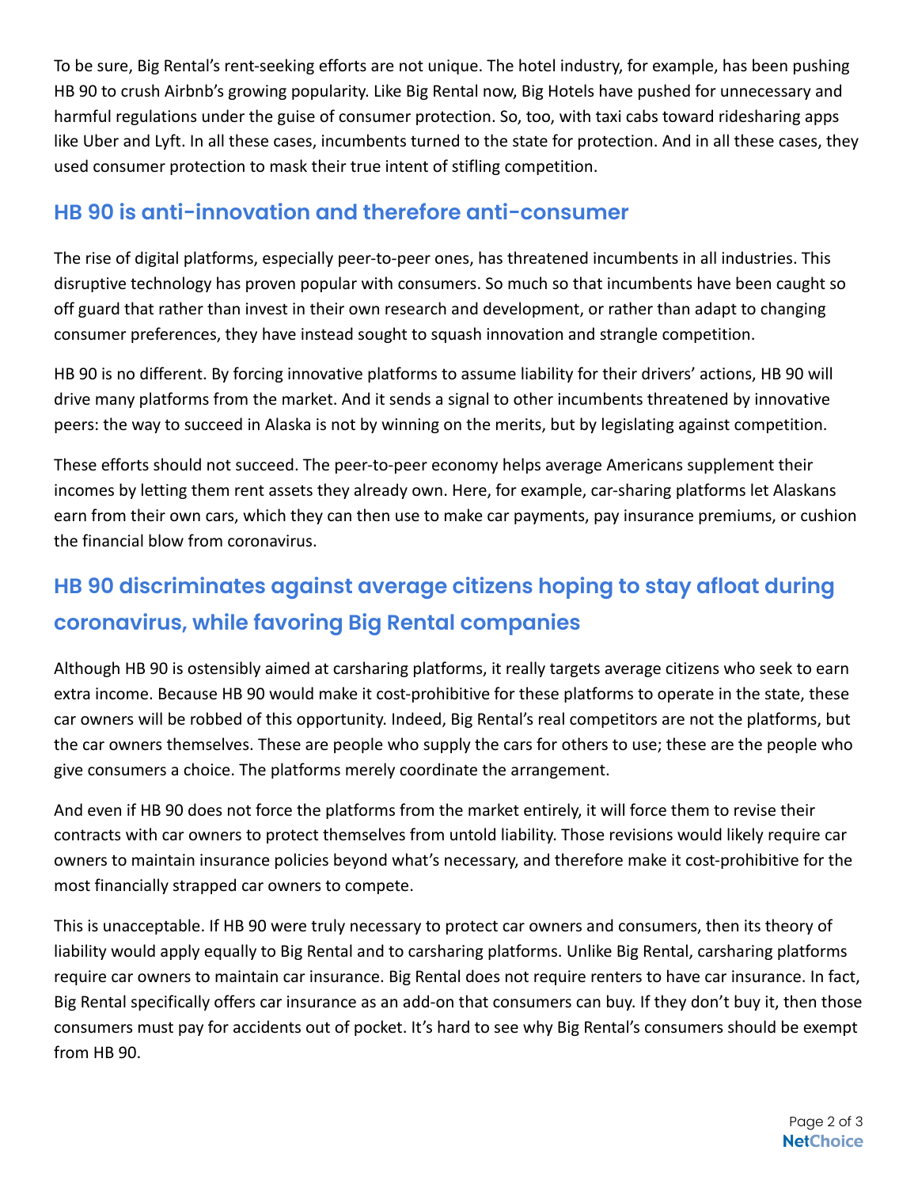To be sure, Big Rental's rent-seeking efforts are not unique. The hotel industry, for example, has been pushing HB 90 to crush Airbnb's growing popularity. Like Big Rental now, Big Hotels have pushed for unnecessary and harmful regulations under the guise of consumer protection. So, too, with taxi cabs toward ridesharing apps like Uber and Lyft. In all these cases, incumbents turned to the state for protection. And in all these cases, they used consumer protection to mask their true intent of stifling competition.

## HB 90 is anti-innovation and therefore anti-consumer

The rise of digital platforms, especially peer-to-peer ones, has threatened incumbents in all industries. This disruptive technology has proven popular with consumers. So much so that incumbents have been caught so off guard that rather than invest in their own research and development, or rather than adapt to changing consumer preferences, they have instead sought to squash innovation and strangle competition.

HB 90 is no different. By forcing innovative platforms to assume liability for their drivers' actions, HB 90 will drive many platforms from the market. And it sends a signal to other incumbents threatened by innovative peers: the way to succeed in Alaska is not by winning on the merits, but by legislating against competition.

These efforts should not succeed. The peer-to-peer economy helps average Americans supplement their incomes by letting them rent assets they already own. Here, for example, car-sharing platforms let Alaskans earn from their own cars, which they can then use to make car payments, pay insurance premiums, or cushion the financial blow from coronavirus.

## HB 90 discriminates against average citizens hoping to stay afloat during coronavirus, while favoring Big Rental companies

Although HB 90 is ostensibly aimed at carsharing platforms, it really targets average citizens who seek to earn extra income. Because HB 90 would make it cost-prohibitive for these platforms to operate in the state, these car owners will be robbed of this opportunity. Indeed, Big Rental's real competitors are not the platforms, but the car owners themselves. These are people who supply the cars for others to use; these are the people who give consumers a choice. The platforms merely coordinate the arrangement.

And even if HB 90 does not force the platforms from the market entirely, it will force them to revise their contracts with car owners to protect themselves from untold liability. Those revisions would likely require car owners to maintain insurance policies beyond what's necessary, and therefore make it cost-prohibitive for the most financially strapped car owners to compete.

This is unacceptable. If HB 90 were truly necessary to protect car owners and consumers, then its theory of liability would apply equally to Big Rental and to carsharing platforms. Unlike Big Rental, carsharing platforms require car owners to maintain car insurance. Big Rental does not require renters to have car insurance. In fact, Big Rental specifically offers car insurance as an add-on that consumers can buy. If they don't buy it, then those consumers must pay for accidents out of pocket. It's hard to see why Big Rental's consumers should be exempt from HB 90.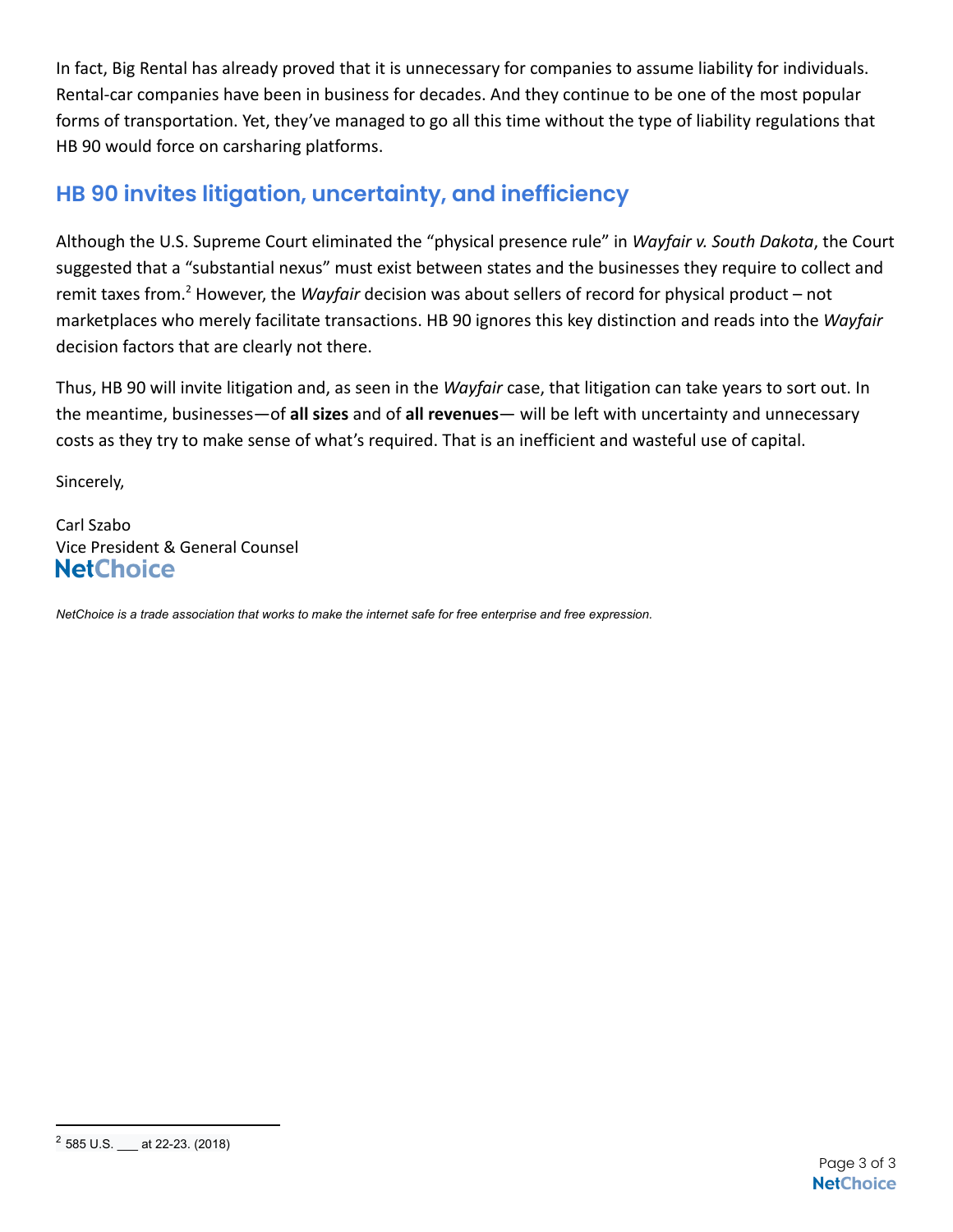In fact, Big Rental has already proved that it is unnecessary for companies to assume liability for individuals. Rental-car companies have been in business for decades. And they continue to be one of the most popular forms of transportation. Yet, they've managed to go all this time without the type of liability regulations that HB 90 would force on carsharing platforms.

## HB 90 invites litigation, uncertainty, and inefficiency

Although the U.S. Supreme Court eliminated the "physical presence rule" in *Wayfair v. South Dakota*, the Court suggested that a "substantial nexus" must exist between states and the businesses they require to collect and remit taxes from.[2] However, the *Wayfair* decision was about sellers of record for physical product – not marketplaces who merely facilitate transactions. HB 90 ignores this key distinction and reads into the *Wayfair* decision factors that are clearly not there.

Thus, HB 90 will invite litigation and, as seen in the *Wayfair* case, that litigation can take years to sort out. In the meantime, businesses—of **all sizes** and of **all revenues**— will be left with uncertainty and unnecessary costs as they try to make sense of what's required. That is an inefficient and wasteful use of capital.

Sincerely,

Carl Szabo
Vice President & General Counsel
NetChoice

*NetChoice is a trade association that works to make the internet safe for free enterprise and free expression.*

---

[2] 585 U.S. ___ at 22-23. (2018)